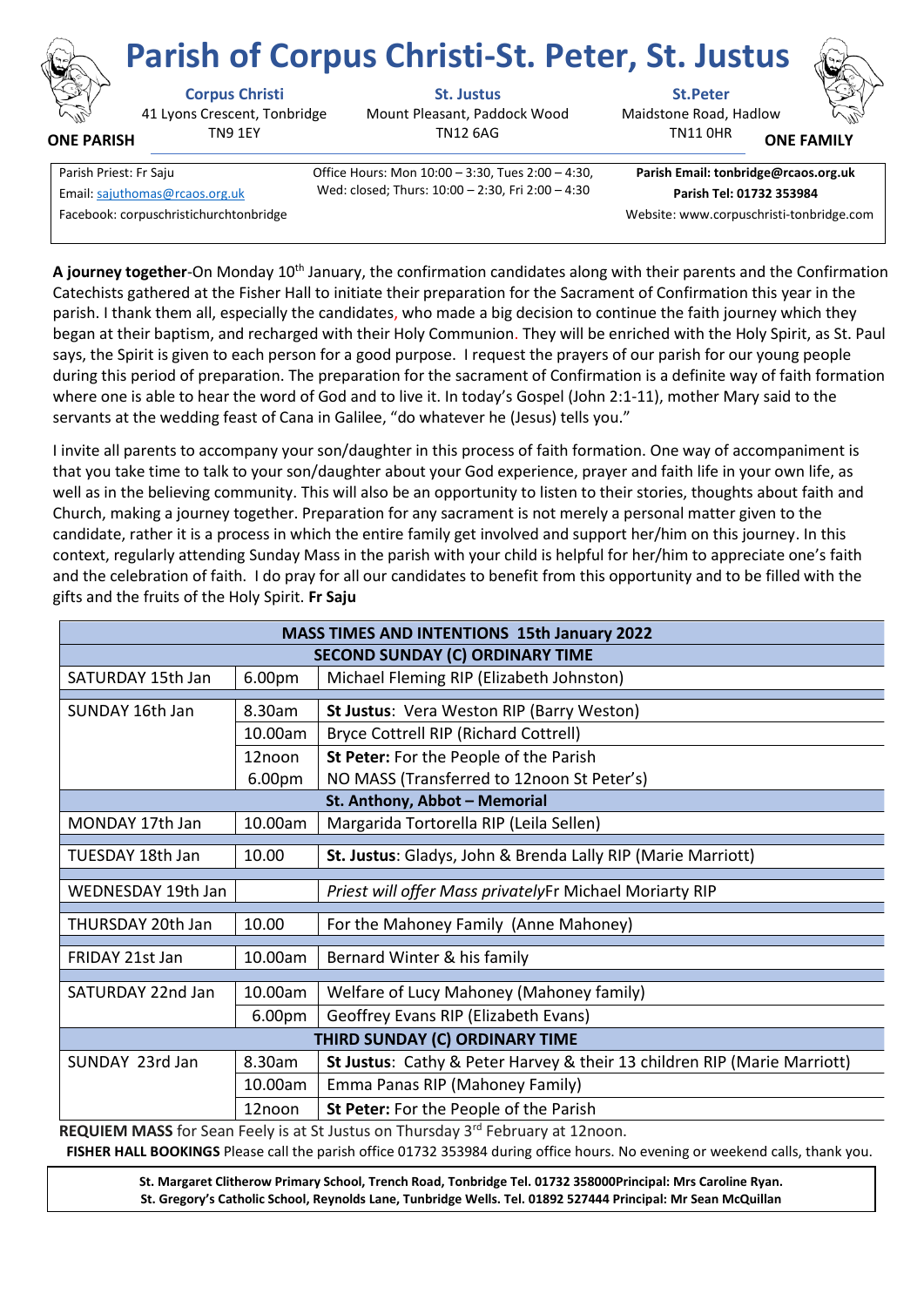# Parish of Corpus Christi-St. Peter, St. Justus

**ONE PARISH** | **ONE FAMILY**

| **Corpus Christi** | **St. Justus** | **St.Peter** |
|---|---|---|
| 41 Lyons Crescent, Tonbridge TN9 1EY | Mount Pleasant, Paddock Wood TN12 6AG | Maidstone Road, Hadlow TN11 0HR |

Parish Priest: Fr Saju
Email: sajuthomas@rcaos.org.uk
Facebook: corpuschristichurchtonbridge

Office Hours: Mon 10:00 – 3:30, Tues 2:00 – 4:30, Wed: closed; Thurs: 10:00 – 2:30, Fri 2:00 – 4:30

**Parish Email: tonbridge@rcaos.org.uk**
**Parish Tel: 01732 353984**
Website: www.corpuschristi-tonbridge.com

**A journey together**-On Monday 10th January, the confirmation candidates along with their parents and the Confirmation Catechists gathered at the Fisher Hall to initiate their preparation for the Sacrament of Confirmation this year in the parish. I thank them all, especially the candidates, who made a big decision to continue the faith journey which they began at their baptism, and recharged with their Holy Communion. They will be enriched with the Holy Spirit, as St. Paul says, the Spirit is given to each person for a good purpose. I request the prayers of our parish for our young people during this period of preparation. The preparation for the sacrament of Confirmation is a definite way of faith formation where one is able to hear the word of God and to live it. In today's Gospel (John 2:1-11), mother Mary said to the servants at the wedding feast of Cana in Galilee, "do whatever he (Jesus) tells you."

I invite all parents to accompany your son/daughter in this process of faith formation. One way of accompaniment is that you take time to talk to your son/daughter about your God experience, prayer and faith life in your own life, as well as in the believing community. This will also be an opportunity to listen to their stories, thoughts about faith and Church, making a journey together. Preparation for any sacrament is not merely a personal matter given to the candidate, rather it is a process in which the entire family get involved and support her/him on this journey. In this context, regularly attending Sunday Mass in the parish with your child is helpful for her/him to appreciate one's faith and the celebration of faith. I do pray for all our candidates to benefit from this opportunity and to be filled with the gifts and the fruits of the Holy Spirit. **Fr Saju**

| **MASS TIMES AND INTENTIONS 15th January 2022** | | |
|---|---|---|
| **SECOND SUNDAY (C) ORDINARY TIME** | | |
| SATURDAY 15th Jan | 6.00pm | Michael Fleming RIP (Elizabeth Johnston) |
| SUNDAY 16th Jan | 8.30am | **St Justus**: Vera Weston RIP (Barry Weston) |
| | 10.00am | Bryce Cottrell RIP (Richard Cottrell) |
| | 12noon | **St Peter:** For the People of the Parish |
| | 6.00pm | NO MASS (Transferred to 12noon St Peter's) |
| **St. Anthony, Abbot – Memorial** | | |
| MONDAY 17th Jan | 10.00am | Margarida Tortorella RIP (Leila Sellen) |
| TUESDAY 18th Jan | 10.00 | **St. Justus**: Gladys, John & Brenda Lally RIP (Marie Marriott) |
| WEDNESDAY 19th Jan | | *Priest will offer Mass privately*Fr Michael Moriarty RIP |
| THURSDAY 20th Jan | 10.00 | For the Mahoney Family (Anne Mahoney) |
| FRIDAY 21st Jan | 10.00am | Bernard Winter & his family |
| SATURDAY 22nd Jan | 10.00am | Welfare of Lucy Mahoney (Mahoney family) |
| | 6.00pm | Geoffrey Evans RIP (Elizabeth Evans) |
| **THIRD SUNDAY (C) ORDINARY TIME** | | |
| SUNDAY 23rd Jan | 8.30am | **St Justus**: Cathy & Peter Harvey & their 13 children RIP (Marie Marriott) |
| | 10.00am | Emma Panas RIP (Mahoney Family) |
| | 12noon | **St Peter:** For the People of the Parish |

**REQUIEM MASS** for Sean Feely is at St Justus on Thursday 3rd February at 12noon.

**FISHER HALL BOOKINGS** Please call the parish office 01732 353984 during office hours. No evening or weekend calls, thank you.

**St. Margaret Clitherow Primary School, Trench Road, Tonbridge Tel. 01732 358000Principal: Mrs Caroline Ryan.**
**St. Gregory's Catholic School, Reynolds Lane, Tunbridge Wells. Tel. 01892 527444 Principal: Mr Sean McQuillan**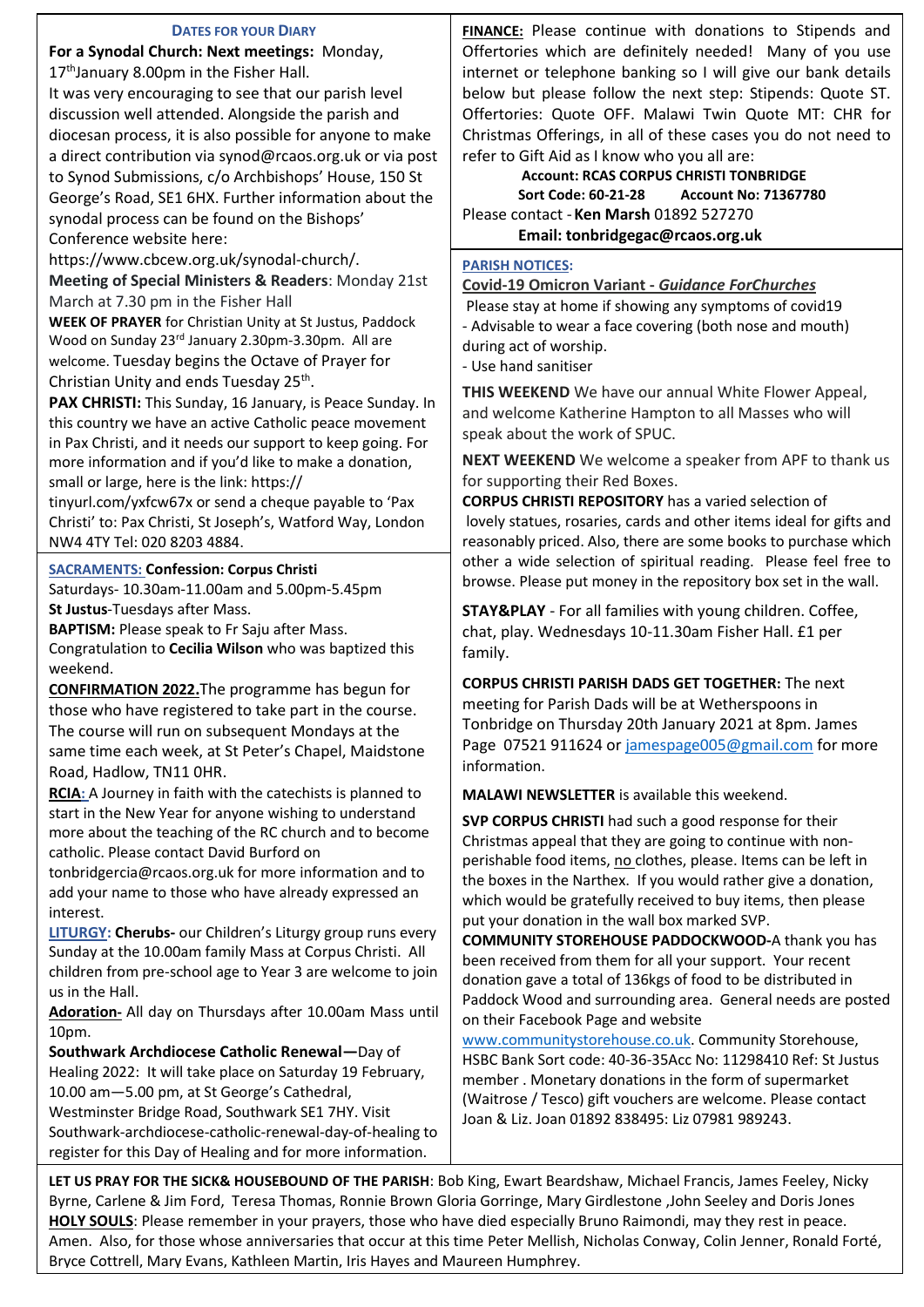## DATES FOR YOUR DIARY

**For a Synodal Church: Next meetings:** Monday, 17th January 8.00pm in the Fisher Hall.

It was very encouraging to see that our parish level discussion well attended. Alongside the parish and diocesan process, it is also possible for anyone to make a direct contribution via synod@rcaos.org.uk or via post to Synod Submissions, c/o Archbishops' House, 150 St George's Road, SE1 6HX. Further information about the synodal process can be found on the Bishops' Conference website here: https://www.cbcew.org.uk/synodal-church/.

**Meeting of Special Ministers & Readers**: Monday 21st March at 7.30 pm in the Fisher Hall

**WEEK OF PRAYER** for Christian Unity at St Justus, Paddock Wood on Sunday 23rd January 2.30pm-3.30pm. All are welcome. Tuesday begins the Octave of Prayer for Christian Unity and ends Tuesday 25th.

**PAX CHRISTI:** This Sunday, 16 January, is Peace Sunday. In this country we have an active Catholic peace movement in Pax Christi, and it needs our support to keep going. For more information and if you'd like to make a donation, small or large, here is the link: https:// tinyurl.com/yxfcw67x or send a cheque payable to 'Pax Christi' to: Pax Christi, St Joseph's, Watford Way, London NW4 4TY Tel: 020 8203 4884.

**SACRAMENTS: Confession: Corpus Christi**
Saturdays- 10.30am-11.00am and 5.00pm-5.45pm
**St Justus**-Tuesdays after Mass.

**BAPTISM:** Please speak to Fr Saju after Mass.
Congratulation to **Cecilia Wilson** who was baptized this weekend.

**CONFIRMATION 2022.** The programme has begun for those who have registered to take part in the course. The course will run on subsequent Mondays at the same time each week, at St Peter's Chapel, Maidstone Road, Hadlow, TN11 0HR.

**RCIA:** A Journey in faith with the catechists is planned to start in the New Year for anyone wishing to understand more about the teaching of the RC church and to become catholic. Please contact David Burford on tonbridgercia@rcaos.org.uk for more information and to add your name to those who have already expressed an interest.

**LITURGY: Cherubs-** our Children's Liturgy group runs every Sunday at the 10.00am family Mass at Corpus Christi. All children from pre-school age to Year 3 are welcome to join us in the Hall.

**Adoration-** All day on Thursdays after 10.00am Mass until 10pm.

**Southwark Archdiocese Catholic Renewal—**Day of Healing 2022: It will take place on Saturday 19 February, 10.00 am—5.00 pm, at St George's Cathedral, Westminster Bridge Road, Southwark SE1 7HY. Visit Southwark-archdiocese-catholic-renewal-day-of-healing to register for this Day of Healing and for more information.

**FINANCE:** Please continue with donations to Stipends and Offertories which are definitely needed! Many of you use internet or telephone banking so I will give our bank details below but please follow the next step: Stipends: Quote ST. Offertories: Quote OFF. Malawi Twin Quote MT: CHR for Christmas Offerings, in all of these cases you do not need to refer to Gift Aid as I know who you all are:

**Account: RCAS CORPUS CHRISTI TONBRIDGE**
**Sort Code: 60-21-28 Account No: 71367780**
Please contact - **Ken Marsh** 01892 527270
**Email: tonbridgegac@rcaos.org.uk**

## PARISH NOTICES:

**Covid-19 Omicron Variant - *Guidance ForChurches***
Please stay at home if showing any symptoms of covid19
- Advisable to wear a face covering (both nose and mouth) during act of worship.
- Use hand sanitiser

**THIS WEEKEND** We have our annual White Flower Appeal, and welcome Katherine Hampton to all Masses who will speak about the work of SPUC.

**NEXT WEEKEND** We welcome a speaker from APF to thank us for supporting their Red Boxes.

**CORPUS CHRISTI REPOSITORY** has a varied selection of lovely statues, rosaries, cards and other items ideal for gifts and reasonably priced. Also, there are some books to purchase which other a wide selection of spiritual reading. Please feel free to browse. Please put money in the repository box set in the wall.

**STAY&PLAY** - For all families with young children. Coffee, chat, play. Wednesdays 10-11.30am Fisher Hall. £1 per family.

**CORPUS CHRISTI PARISH DADS GET TOGETHER:** The next meeting for Parish Dads will be at Wetherspoons in Tonbridge on Thursday 20th January 2021 at 8pm. James Page 07521 911624 or jamespage005@gmail.com for more information.

**MALAWI NEWSLETTER** is available this weekend.

**SVP CORPUS CHRISTI** had such a good response for their Christmas appeal that they are going to continue with non-perishable food items, no clothes, please. Items can be left in the boxes in the Narthex. If you would rather give a donation, which would be gratefully received to buy items, then please put your donation in the wall box marked SVP.

**COMMUNITY STOREHOUSE PADDOCKWOOD-**A thank you has been received from them for all your support. Your recent donation gave a total of 136kgs of food to be distributed in Paddock Wood and surrounding area. General needs are posted on their Facebook Page and website www.communitystorehouse.co.uk. Community Storehouse, HSBC Bank Sort code: 40-36-35Acc No: 11298410 Ref: St Justus member . Monetary donations in the form of supermarket (Waitrose / Tesco) gift vouchers are welcome. Please contact Joan & Liz. Joan 01892 838495: Liz 07981 989243.

**LET US PRAY FOR THE SICK& HOUSEBOUND OF THE PARISH**: Bob King, Ewart Beardshaw, Michael Francis, James Feeley, Nicky Byrne, Carlene & Jim Ford, Teresa Thomas, Ronnie Brown Gloria Gorringe, Mary Girdlestone ,John Seeley and Doris Jones

**HOLY SOULS**: Please remember in your prayers, those who have died especially Bruno Raimondi, may they rest in peace. Amen. Also, for those whose anniversaries that occur at this time Peter Mellish, Nicholas Conway, Colin Jenner, Ronald Forté, Bryce Cottrell, Mary Evans, Kathleen Martin, Iris Hayes and Maureen Humphrey.